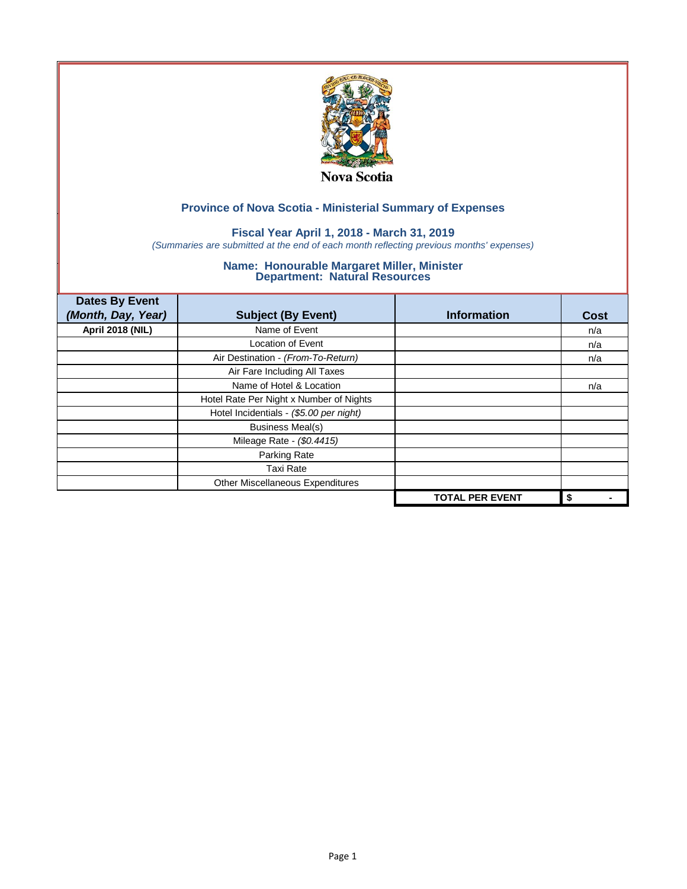Nova Scotia

## Province of Nova Scotia - Ministerial Summary of Expenses

### Fiscal Year April 1, 2018 - March 31, 2019

*(Summaries are submitted at the end of each month reflecting previous months' expenses)*

### Name: Honourable Margaret Miller, Minister
### Department: Natural Resources

| Dates By Event *(Month, Day, Year)* | Subject (By Event) | Information | Cost |
|---|---|---|---|
| **April 2018 (NIL)** | Name of Event | | n/a |
| | Location of Event | | n/a |
| | Air Destination - *(From-To-Return)* | | n/a |
| | Air Fare Including All Taxes | | |
| | Name of Hotel & Location | | n/a |
| | Hotel Rate Per Night x Number of Nights | | |
| | Hotel Incidentials - *($5.00 per night)* | | |
| | Business Meal(s) | | |
| | Mileage Rate - *($0.4415)* | | |
| | Parking Rate | | |
| | Taxi Rate | | |
| | Other Miscellaneous Expenditures | | |
| | | **TOTAL PER EVENT** | **$ -** |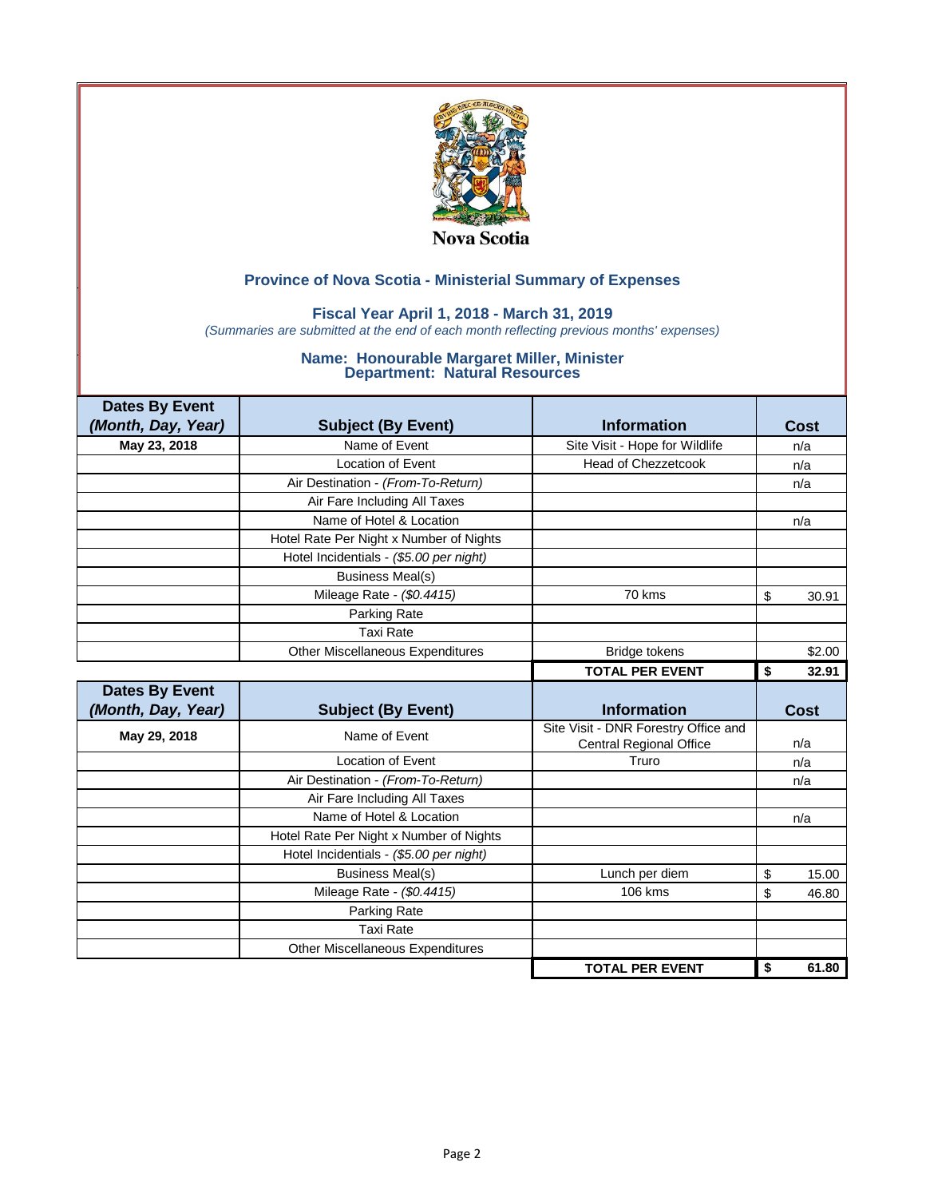Nova Scotia

## Province of Nova Scotia - Ministerial Summary of Expenses

### Fiscal Year April 1, 2018 - March 31, 2019

*(Summaries are submitted at the end of each month reflecting previous months' expenses)*

### Name: Honourable Margaret Miller, Minister
### Department: Natural Resources

| Dates By Event *(Month, Day, Year)* | Subject (By Event) | Information | Cost |
|---|---|---|---|
| **May 23, 2018** | Name of Event | Site Visit - Hope for Wildlife | n/a |
| | Location of Event | Head of Chezzetcook | n/a |
| | Air Destination - *(From-To-Return)* | | n/a |
| | Air Fare Including All Taxes | | |
| | Name of Hotel & Location | | n/a |
| | Hotel Rate Per Night x Number of Nights | | |
| | Hotel Incidentials - *($5.00 per night)* | | |
| | Business Meal(s) | | |
| | Mileage Rate - *($0.4415)* | 70 kms | $ 30.91 |
| | Parking Rate | | |
| | Taxi Rate | | |
| | Other Miscellaneous Expenditures | Bridge tokens | $2.00 |
| | | **TOTAL PER EVENT** | **$ 32.91** |

| Dates By Event *(Month, Day, Year)* | Subject (By Event) | Information | Cost |
|---|---|---|---|
| **May 29, 2018** | Name of Event | Site Visit - DNR Forestry Office and Central Regional Office | n/a |
| | Location of Event | Truro | n/a |
| | Air Destination - *(From-To-Return)* | | n/a |
| | Air Fare Including All Taxes | | |
| | Name of Hotel & Location | | n/a |
| | Hotel Rate Per Night x Number of Nights | | |
| | Hotel Incidentials - *($5.00 per night)* | | |
| | Business Meal(s) | Lunch per diem | $ 15.00 |
| | Mileage Rate - *($0.4415)* | 106 kms | $ 46.80 |
| | Parking Rate | | |
| | Taxi Rate | | |
| | Other Miscellaneous Expenditures | | |
| | | **TOTAL PER EVENT** | **$ 61.80** |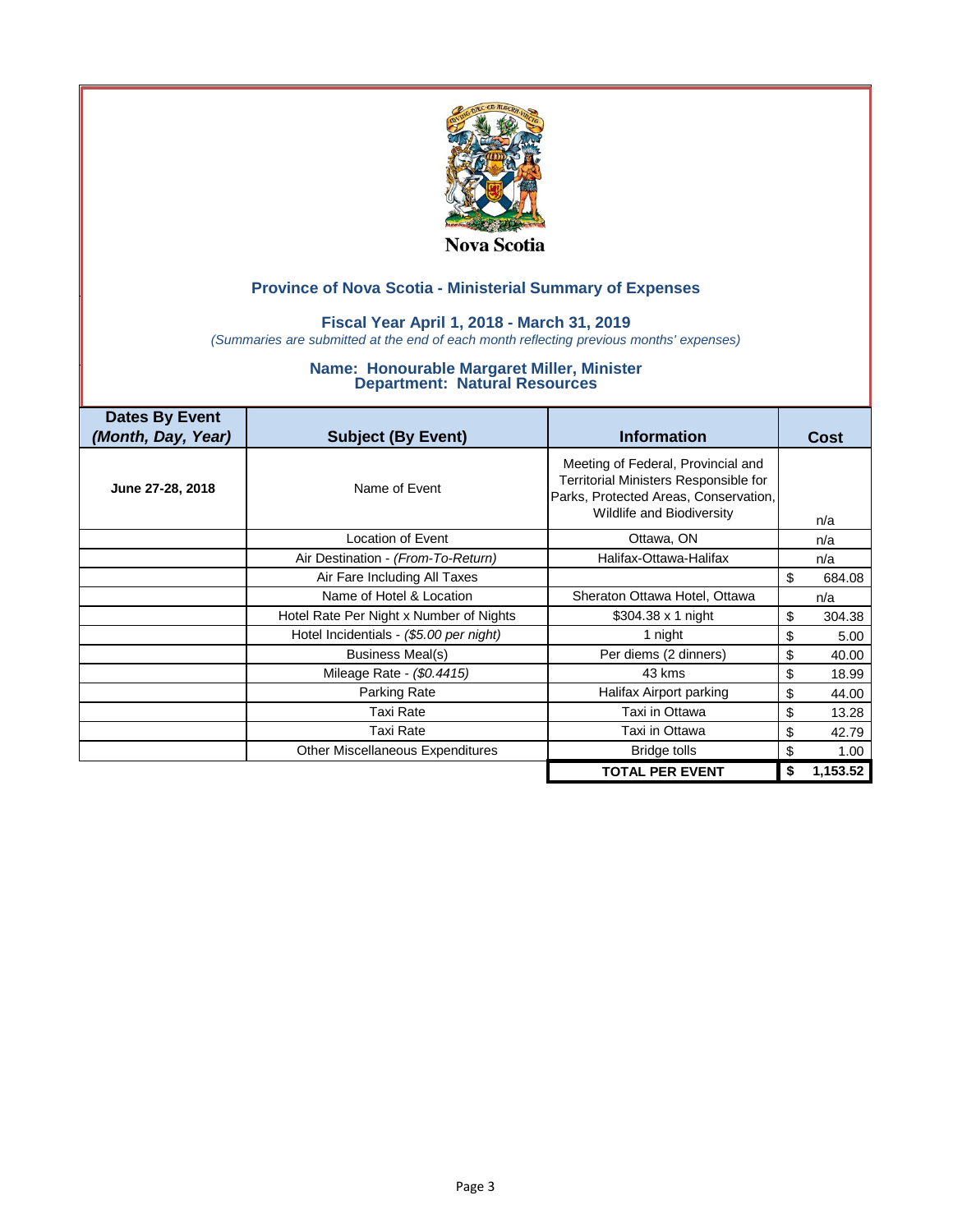Nova Scotia

## Province of Nova Scotia - Ministerial Summary of Expenses

### Fiscal Year April 1, 2018 - March 31, 2019

*(Summaries are submitted at the end of each month reflecting previous months' expenses)*

### Name: Honourable Margaret Miller, Minister
### Department: Natural Resources

| Dates By Event *(Month, Day, Year)* | Subject (By Event) | Information | Cost |
|---|---|---|---|
| **June 27-28, 2018** | Name of Event | Meeting of Federal, Provincial and Territorial Ministers Responsible for Parks, Protected Areas, Conservation, Wildlife and Biodiversity | n/a |
| | Location of Event | Ottawa, ON | n/a |
| | Air Destination - *(From-To-Return)* | Halifax-Ottawa-Halifax | n/a |
| | Air Fare Including All Taxes | | $ 684.08 |
| | Name of Hotel & Location | Sheraton Ottawa Hotel, Ottawa | n/a |
| | Hotel Rate Per Night x Number of Nights | $304.38 x 1 night | $ 304.38 |
| | Hotel Incidentials - *($5.00 per night)* | 1 night | $ 5.00 |
| | Business Meal(s) | Per diems (2 dinners) | $ 40.00 |
| | Mileage Rate - *($0.4415)* | 43 kms | $ 18.99 |
| | Parking Rate | Halifax Airport parking | $ 44.00 |
| | Taxi Rate | Taxi in Ottawa | $ 13.28 |
| | Taxi Rate | Taxi in Ottawa | $ 42.79 |
| | Other Miscellaneous Expenditures | Bridge tolls | $ 1.00 |
| | | **TOTAL PER EVENT** | **$ 1,153.52** |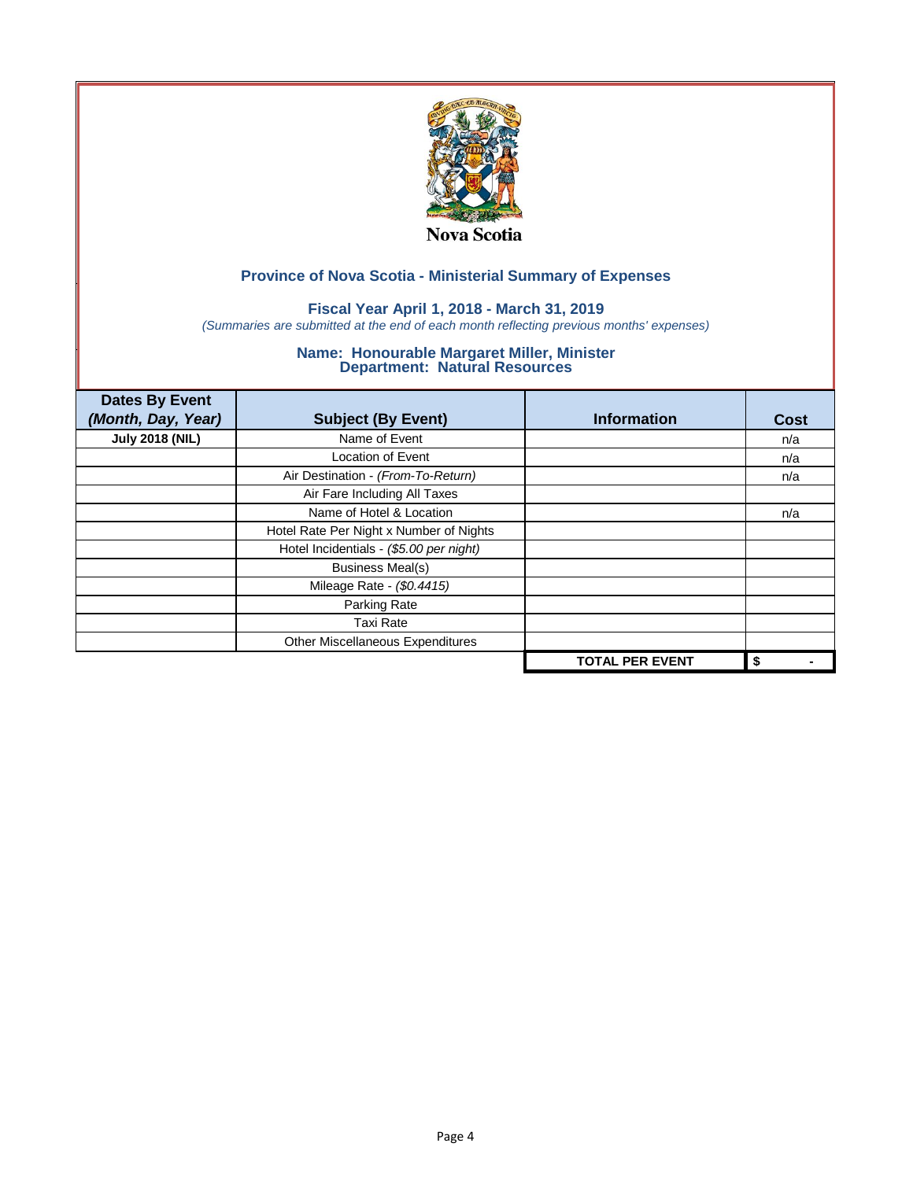Nova Scotia

## Province of Nova Scotia - Ministerial Summary of Expenses

### Fiscal Year April 1, 2018 - March 31, 2019

*(Summaries are submitted at the end of each month reflecting previous months' expenses)*

### Name: Honourable Margaret Miller, Minister
### Department: Natural Resources

| Dates By Event *(Month, Day, Year)* | Subject (By Event) | Information | Cost |
|---|---|---|---|
| **July 2018 (NIL)** | Name of Event | | n/a |
| | Location of Event | | n/a |
| | Air Destination - *(From-To-Return)* | | n/a |
| | Air Fare Including All Taxes | | |
| | Name of Hotel & Location | | n/a |
| | Hotel Rate Per Night x Number of Nights | | |
| | Hotel Incidentials - *($5.00 per night)* | | |
| | Business Meal(s) | | |
| | Mileage Rate - *($0.4415)* | | |
| | Parking Rate | | |
| | Taxi Rate | | |
| | Other Miscellaneous Expenditures | | |
| | | **TOTAL PER EVENT** | **$ -** |